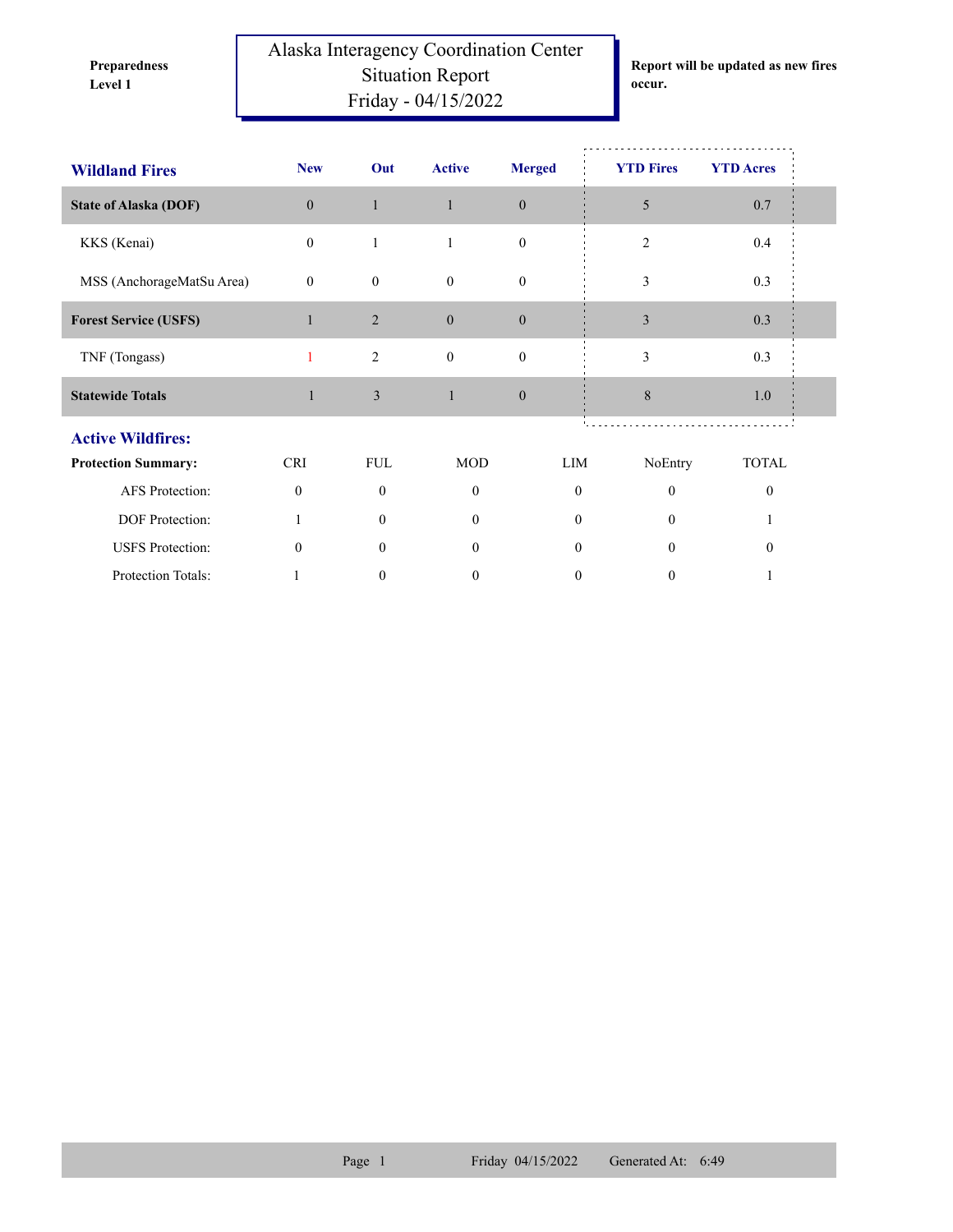**Preparedness Level 1**

# Alaska Interagency Coordination Center
## Situation Report
## Friday - 04/15/2022

**Report will be updated as new fires occur.**

| Wildland Fires | New | Out | Active | Merged | YTD Fires | YTD Acres |
|---|---|---|---|---|---|---|
| **State of Alaska (DOF)** | 0 | 1 | 1 | 0 | 5 | 0.7 |
| KKS (Kenai) | 0 | 1 | 1 | 0 | 2 | 0.4 |
| MSS (AnchorageMatSu Area) | 0 | 0 | 0 | 0 | 3 | 0.3 |
| **Forest Service (USFS)** | 1 | 2 | 0 | 0 | 3 | 0.3 |
| TNF (Tongass) | 1 | 2 | 0 | 0 | 3 | 0.3 |
| **Statewide Totals** | 1 | 3 | 1 | 0 | 8 | 1.0 |

## Active Wildfires:

| Protection Summary: | CRI | FUL | MOD | LIM | NoEntry | TOTAL |
|---|---|---|---|---|---|---|
| AFS Protection: | 0 | 0 | 0 | 0 | 0 | 0 |
| DOF Protection: | 1 | 0 | 0 | 0 | 0 | 1 |
| USFS Protection: | 0 | 0 | 0 | 0 | 0 | 0 |
| Protection Totals: | 1 | 0 | 0 | 0 | 0 | 1 |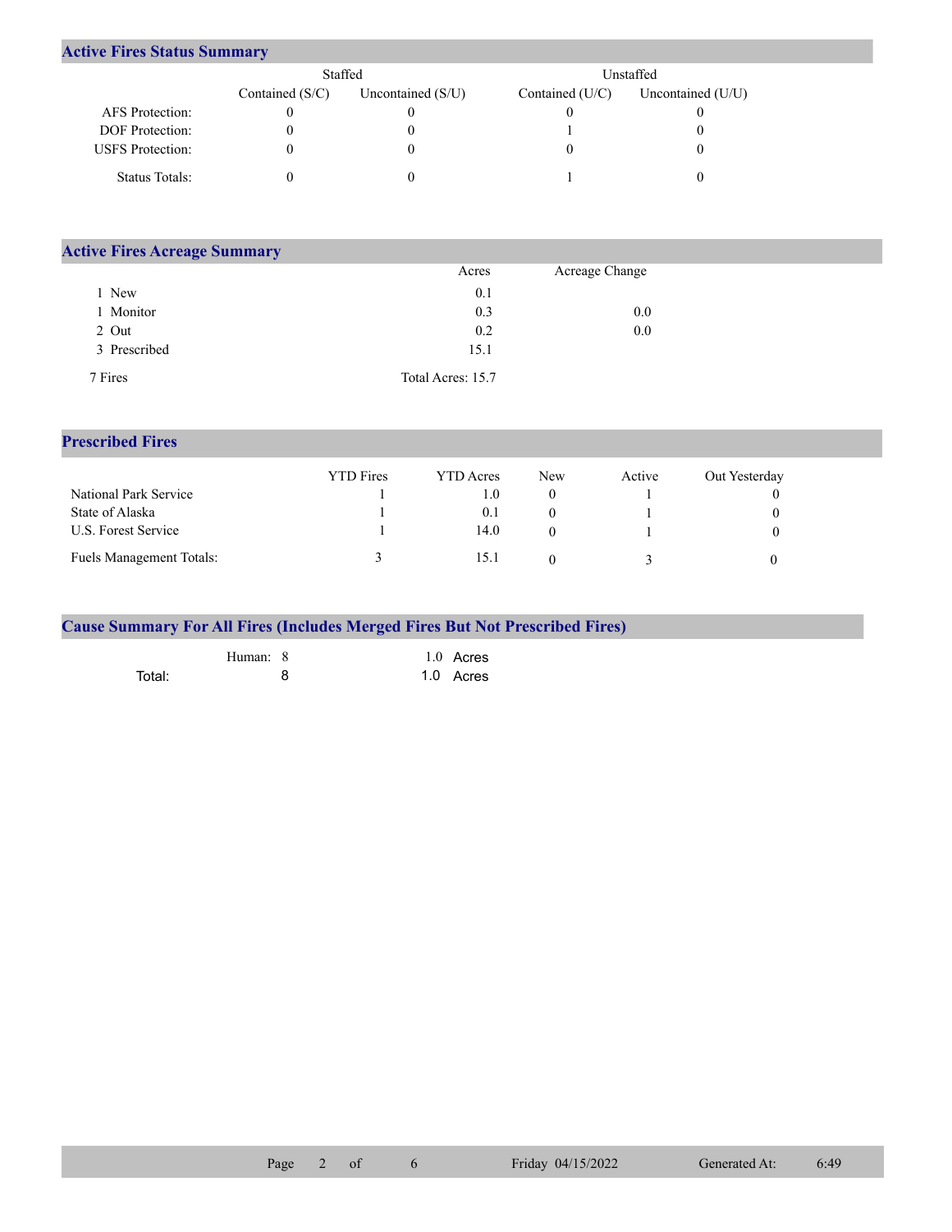## Active Fires Status Summary

| | Staffed | | Unstaffed | |
|---|---|---|---|---|
| | Contained (S/C) | Uncontained (S/U) | Contained (U/C) | Uncontained (U/U) |
| AFS Protection: | 0 | 0 | 0 | 0 |
| DOF Protection: | 0 | 0 | 1 | 0 |
| USFS Protection: | 0 | 0 | 0 | 0 |
| Status Totals: | 0 | 0 | 1 | 0 |

## Active Fires Acreage Summary

| | Acres | Acreage Change |
|---|---|---|
| 1 New | 0.1 | |
| 1 Monitor | 0.3 | 0.0 |
| 2 Out | 0.2 | 0.0 |
| 3 Prescribed | 15.1 | |
| 7 Fires | Total Acres: 15.7 | |

## Prescribed Fires

| | YTD Fires | YTD Acres | New | Active | Out Yesterday |
|---|---|---|---|---|---|
| National Park Service | 1 | 1.0 | 0 | 1 | 0 |
| State of Alaska | 1 | 0.1 | 0 | 1 | 0 |
| U.S. Forest Service | 1 | 14.0 | 0 | 1 | 0 |
| Fuels Management Totals: | 3 | 15.1 | 0 | 3 | 0 |

## Cause Summary For All Fires (Includes Merged Fires But Not Prescribed Fires)

| | | |
|---|---|---|
| Human: | 8 | 1.0 Acres |
| Total: | 8 | 1.0 Acres |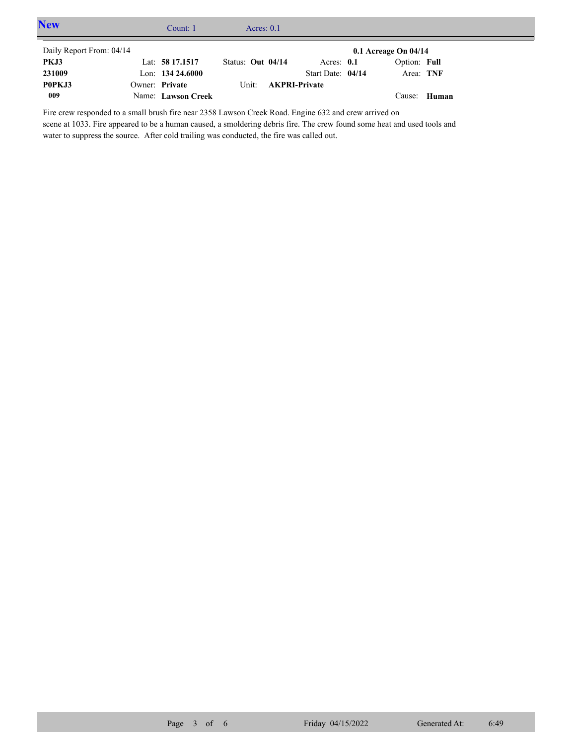## New

Count: 1 Acres: 0.1

| Daily Report From: 04/14 | | | | 0.1 Acreage On 04/14 |
|---|---|---|---|---|
| **PKJ3** | Lat: **58 17.1517** | Status: **Out 04/14** | Acres: **0.1** | Option: **Full** |
| **231009** | Lon: **134 24.6000** | | Start Date: **04/14** | Area: **TNF** |
| **P0PKJ3** | Owner: **Private** | Unit: **AKPRI-Private** | | |
| **009** | Name: **Lawson Creek** | | | Cause: **Human** |

Fire crew responded to a small brush fire near 2358 Lawson Creek Road. Engine 632 and crew arrived on scene at 1033. Fire appeared to be a human caused, a smoldering debris fire. The crew found some heat and used tools and water to suppress the source. After cold trailing was conducted, the fire was called out.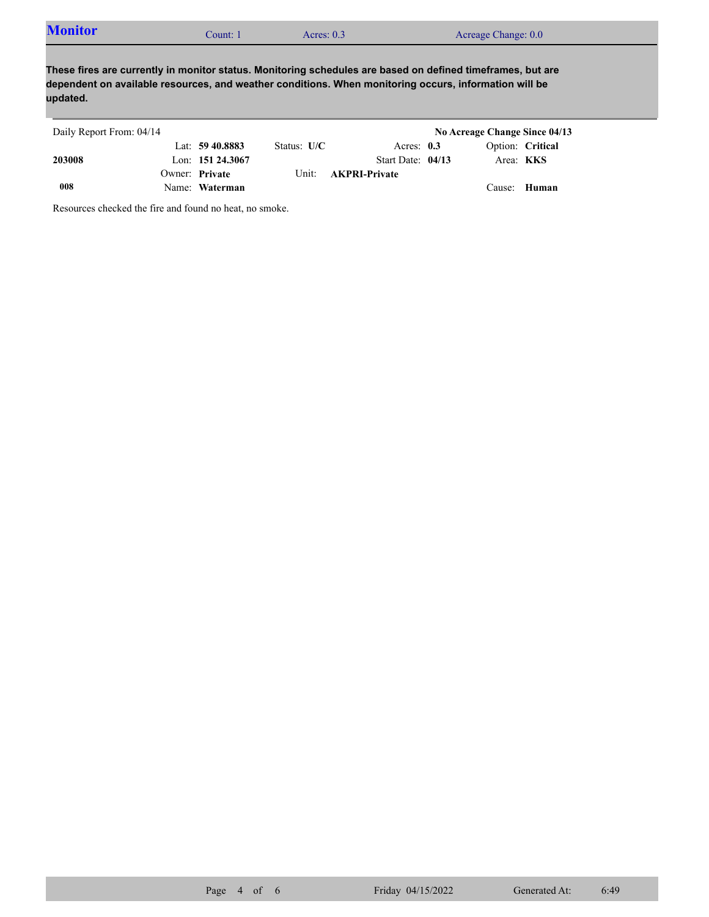## Monitor

Count: 1 Acres: 0.3 Acreage Change: 0.0

**These fires are currently in monitor status. Monitoring schedules are based on defined timeframes, but are dependent on available resources, and weather conditions. When monitoring occurs, information will be updated.**

Daily Report From: 04/14 **No Acreage Change Since 04/13**

| | | | | |
|---|---|---|---|---|
| | Lat: **59 40.8883** | Status: **U/C** | Acres: **0.3** | Option: **Critical** |
| **203008** | Lon: **151 24.3067** | | Start Date: **04/13** | Area: **KKS** |
| | Owner: **Private** | Unit: **AKPRI-Private** | | |
| **008** | Name: **Waterman** | | | Cause: **Human** |

Resources checked the fire and found no heat, no smoke.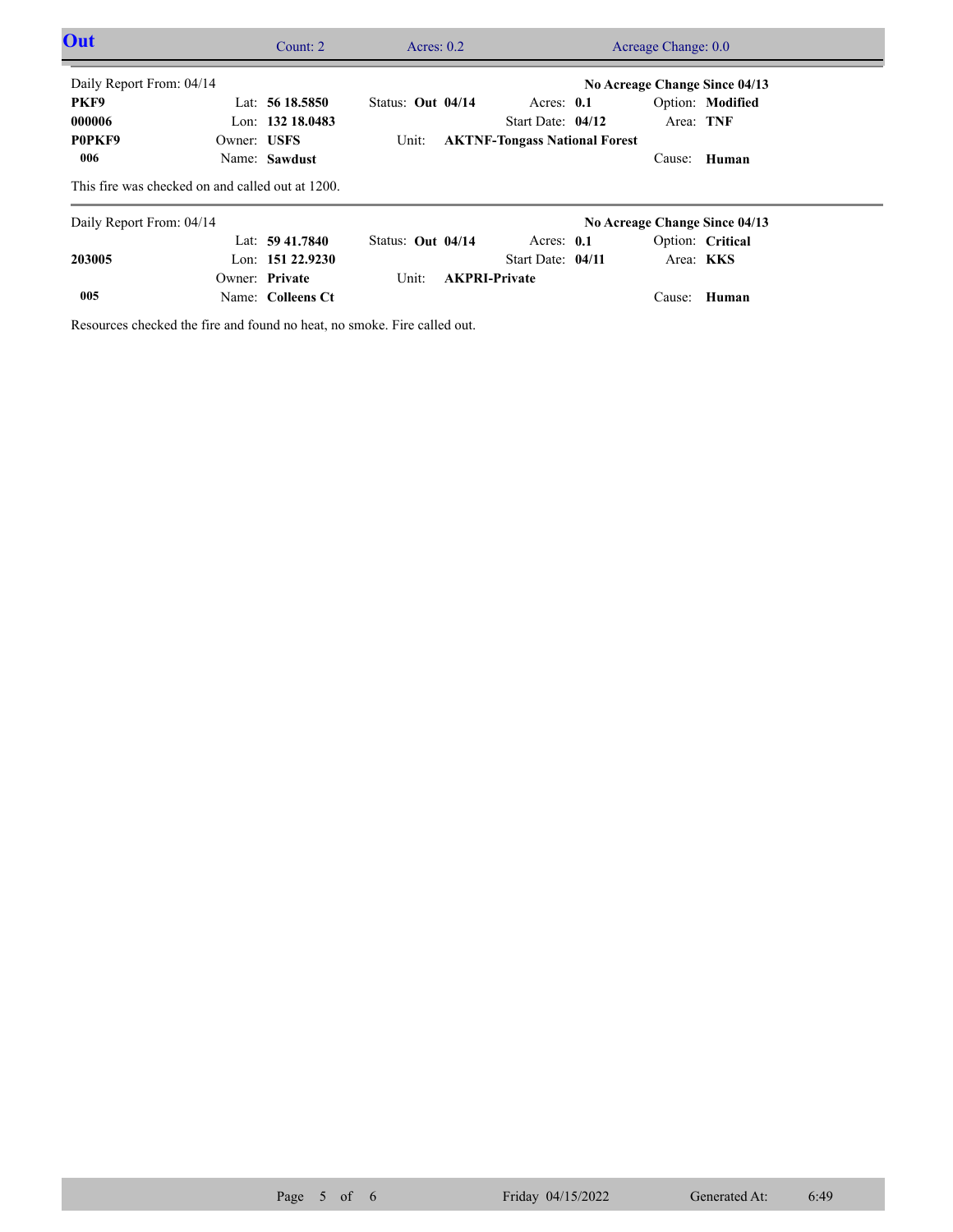## Out

Count: 2 | Acres: 0.2 | Acreage Change: 0.0

---

Daily Report From: 04/14 | **No Acreage Change Since 04/13**

| | | | | |
|---|---|---|---|---|
| **PKF9** | Lat: **56 18.5850** | Status: **Out 04/14** | Acres: **0.1** | Option: **Modified** |
| **000006** | Lon: **132 18.0483** | | Start Date: **04/12** | Area: **TNF** |
| **P0PKF9** | Owner: **USFS** | Unit: **AKTNF-Tongass National Forest** | | |
| **006** | Name: **Sawdust** | | | Cause: **Human** |

This fire was checked on and called out at 1200.

---

Daily Report From: 04/14 | **No Acreage Change Since 04/13**

| | | | | |
|---|---|---|---|---|
| | Lat: **59 41.7840** | Status: **Out 04/14** | Acres: **0.1** | Option: **Critical** |
| **203005** | Lon: **151 22.9230** | | Start Date: **04/11** | Area: **KKS** |
| | Owner: **Private** | Unit: **AKPRI-Private** | | |
| **005** | Name: **Colleens Ct** | | | Cause: **Human** |

Resources checked the fire and found no heat, no smoke. Fire called out.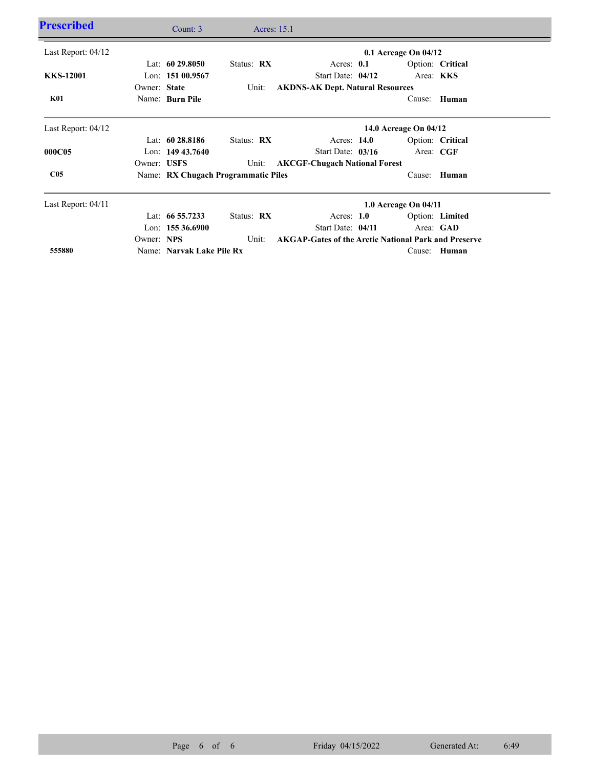## Prescribed

Count: 3 Acres: 15.1

---

Last Report: 04/12

**0.1 Acreage On 04/12**

| | | | | |
|---|---|---|---|---|
| **KKS-12001** | Lat: **60 29.8050** | Status: **RX** | Acres: **0.1** | Option: **Critical** |
| | Lon: **151 00.9567** | | Start Date: **04/12** | Area: **KKS** |
| | Owner: **State** | Unit: **AKDNS-AK Dept. Natural Resources** | | |
| **K01** | Name: **Burn Pile** | | | Cause: **Human** |

---

Last Report: 04/12

**14.0 Acreage On 04/12**

| | | | | |
|---|---|---|---|---|
| **000C05** | Lat: **60 28.8186** | Status: **RX** | Acres: **14.0** | Option: **Critical** |
| | Lon: **149 43.7640** | | Start Date: **03/16** | Area: **CGF** |
| | Owner: **USFS** | Unit: **AKCGF-Chugach National Forest** | | |
| **C05** | Name: **RX Chugach Programmatic Piles** | | | Cause: **Human** |

---

Last Report: 04/11

**1.0 Acreage On 04/11**

| | | | | |
|---|---|---|---|---|
| | Lat: **66 55.7233** | Status: **RX** | Acres: **1.0** | Option: **Limited** |
| | Lon: **155 36.6900** | | Start Date: **04/11** | Area: **GAD** |
| | Owner: **NPS** | Unit: **AKGAP-Gates of the Arctic National Park and Preserve** | | |
| **555880** | Name: **Narvak Lake Pile Rx** | | | Cause: **Human** |

Friday 04/15/2022 Generated At: 6:49